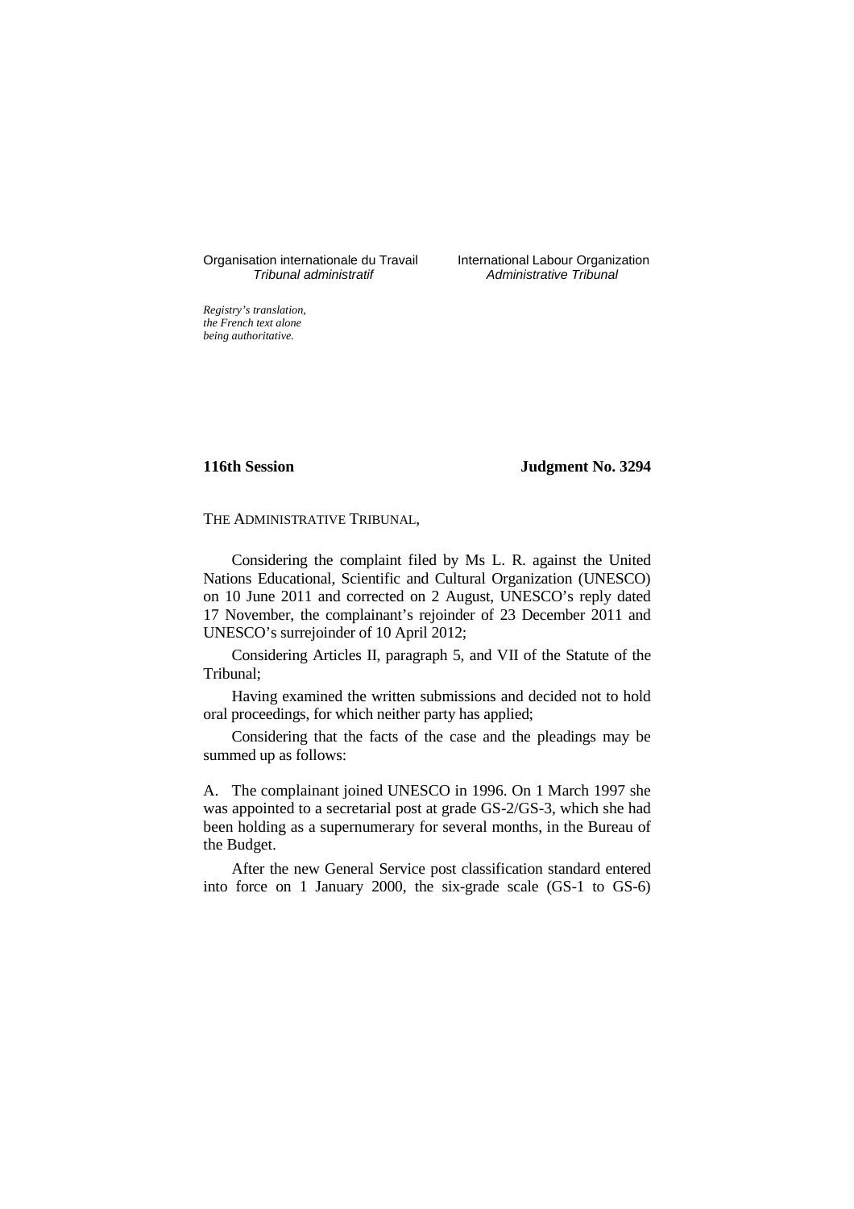Organisation internationale du Travail
*Tribunal administratif*

International Labour Organization
*Administrative Tribunal*

*Registry's translation, the French text alone being authoritative.*

**116th Session** **Judgment No. 3294**

THE ADMINISTRATIVE TRIBUNAL,

Considering the complaint filed by Ms L. R. against the United Nations Educational, Scientific and Cultural Organization (UNESCO) on 10 June 2011 and corrected on 2 August, UNESCO's reply dated 17 November, the complainant's rejoinder of 23 December 2011 and UNESCO's surrejoinder of 10 April 2012;

Considering Articles II, paragraph 5, and VII of the Statute of the Tribunal;

Having examined the written submissions and decided not to hold oral proceedings, for which neither party has applied;

Considering that the facts of the case and the pleadings may be summed up as follows:

A. The complainant joined UNESCO in 1996. On 1 March 1997 she was appointed to a secretarial post at grade GS-2/GS-3, which she had been holding as a supernumerary for several months, in the Bureau of the Budget.

After the new General Service post classification standard entered into force on 1 January 2000, the six-grade scale (GS-1 to GS-6)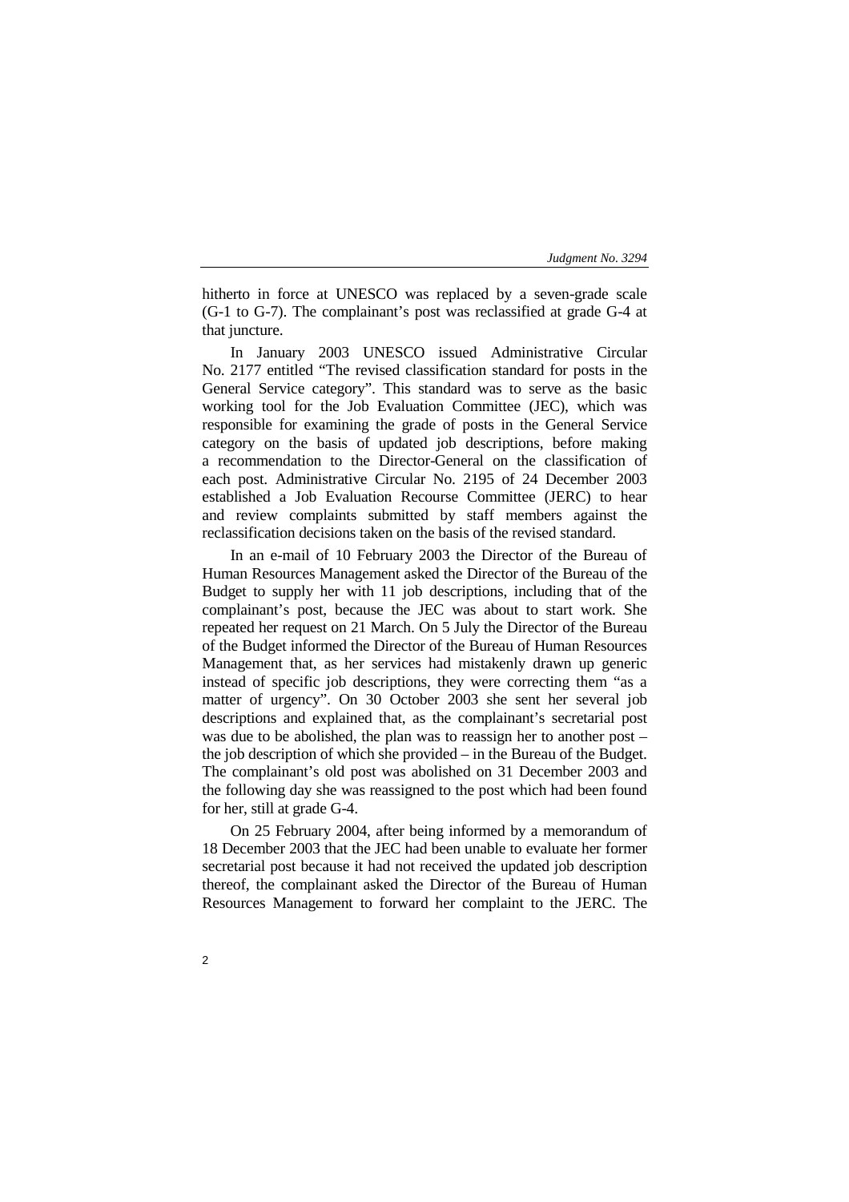hitherto in force at UNESCO was replaced by a seven-grade scale (G-1 to G-7). The complainant's post was reclassified at grade G-4 at that juncture.

In January 2003 UNESCO issued Administrative Circular No. 2177 entitled "The revised classification standard for posts in the General Service category". This standard was to serve as the basic working tool for the Job Evaluation Committee (JEC), which was responsible for examining the grade of posts in the General Service category on the basis of updated job descriptions, before making a recommendation to the Director-General on the classification of each post. Administrative Circular No. 2195 of 24 December 2003 established a Job Evaluation Recourse Committee (JERC) to hear and review complaints submitted by staff members against the reclassification decisions taken on the basis of the revised standard.

In an e-mail of 10 February 2003 the Director of the Bureau of Human Resources Management asked the Director of the Bureau of the Budget to supply her with 11 job descriptions, including that of the complainant's post, because the JEC was about to start work. She repeated her request on 21 March. On 5 July the Director of the Bureau of the Budget informed the Director of the Bureau of Human Resources Management that, as her services had mistakenly drawn up generic instead of specific job descriptions, they were correcting them "as a matter of urgency". On 30 October 2003 she sent her several job descriptions and explained that, as the complainant's secretarial post was due to be abolished, the plan was to reassign her to another post – the job description of which she provided – in the Bureau of the Budget. The complainant's old post was abolished on 31 December 2003 and the following day she was reassigned to the post which had been found for her, still at grade G-4.

On 25 February 2004, after being informed by a memorandum of 18 December 2003 that the JEC had been unable to evaluate her former secretarial post because it had not received the updated job description thereof, the complainant asked the Director of the Bureau of Human Resources Management to forward her complaint to the JERC. The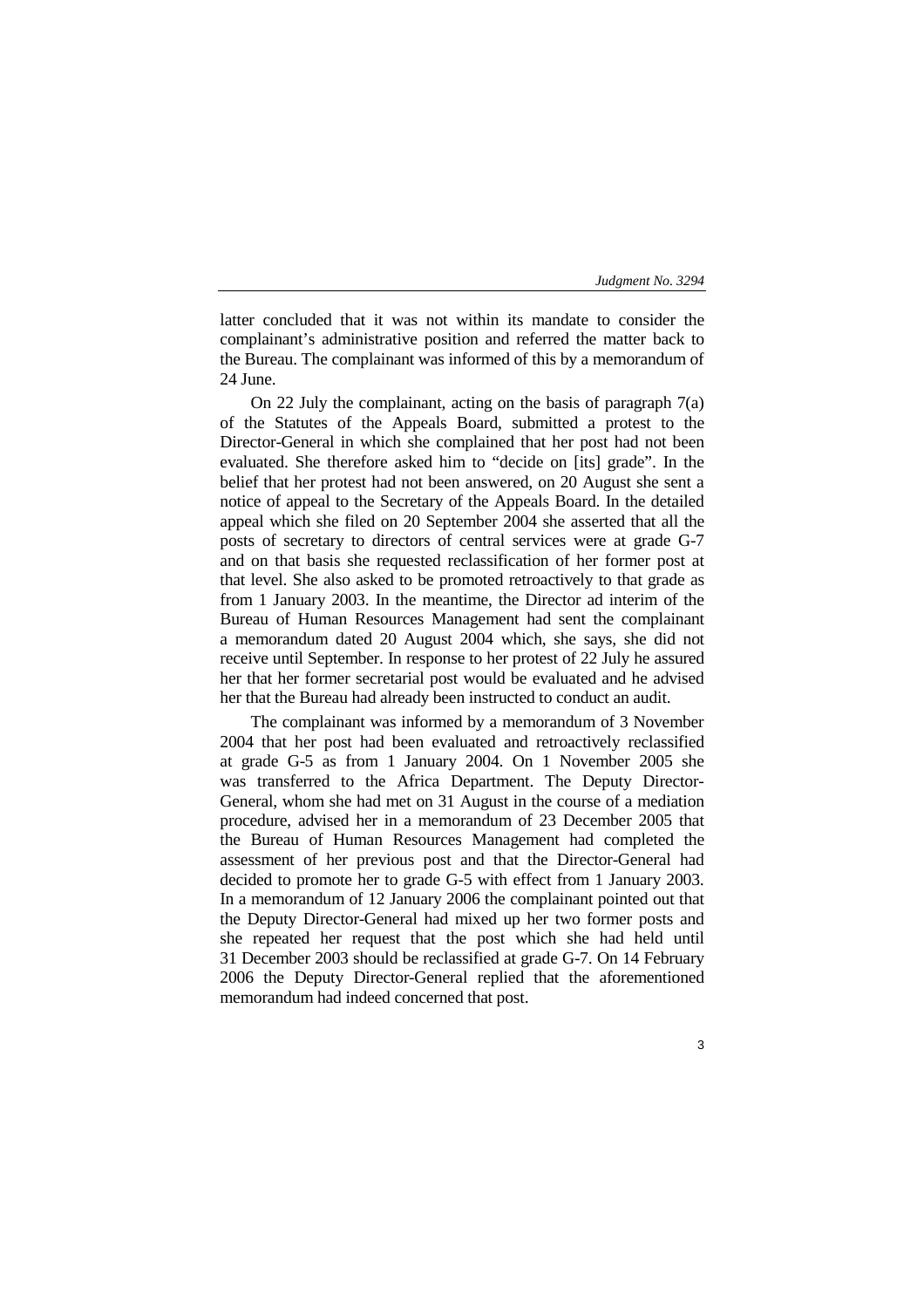latter concluded that it was not within its mandate to consider the complainant's administrative position and referred the matter back to the Bureau. The complainant was informed of this by a memorandum of 24 June.

On 22 July the complainant, acting on the basis of paragraph 7(a) of the Statutes of the Appeals Board, submitted a protest to the Director-General in which she complained that her post had not been evaluated. She therefore asked him to "decide on [its] grade". In the belief that her protest had not been answered, on 20 August she sent a notice of appeal to the Secretary of the Appeals Board. In the detailed appeal which she filed on 20 September 2004 she asserted that all the posts of secretary to directors of central services were at grade G-7 and on that basis she requested reclassification of her former post at that level. She also asked to be promoted retroactively to that grade as from 1 January 2003. In the meantime, the Director ad interim of the Bureau of Human Resources Management had sent the complainant a memorandum dated 20 August 2004 which, she says, she did not receive until September. In response to her protest of 22 July he assured her that her former secretarial post would be evaluated and he advised her that the Bureau had already been instructed to conduct an audit.

The complainant was informed by a memorandum of 3 November 2004 that her post had been evaluated and retroactively reclassified at grade G-5 as from 1 January 2004. On 1 November 2005 she was transferred to the Africa Department. The Deputy Director-General, whom she had met on 31 August in the course of a mediation procedure, advised her in a memorandum of 23 December 2005 that the Bureau of Human Resources Management had completed the assessment of her previous post and that the Director-General had decided to promote her to grade G-5 with effect from 1 January 2003. In a memorandum of 12 January 2006 the complainant pointed out that the Deputy Director-General had mixed up her two former posts and she repeated her request that the post which she had held until 31 December 2003 should be reclassified at grade G-7. On 14 February 2006 the Deputy Director-General replied that the aforementioned memorandum had indeed concerned that post.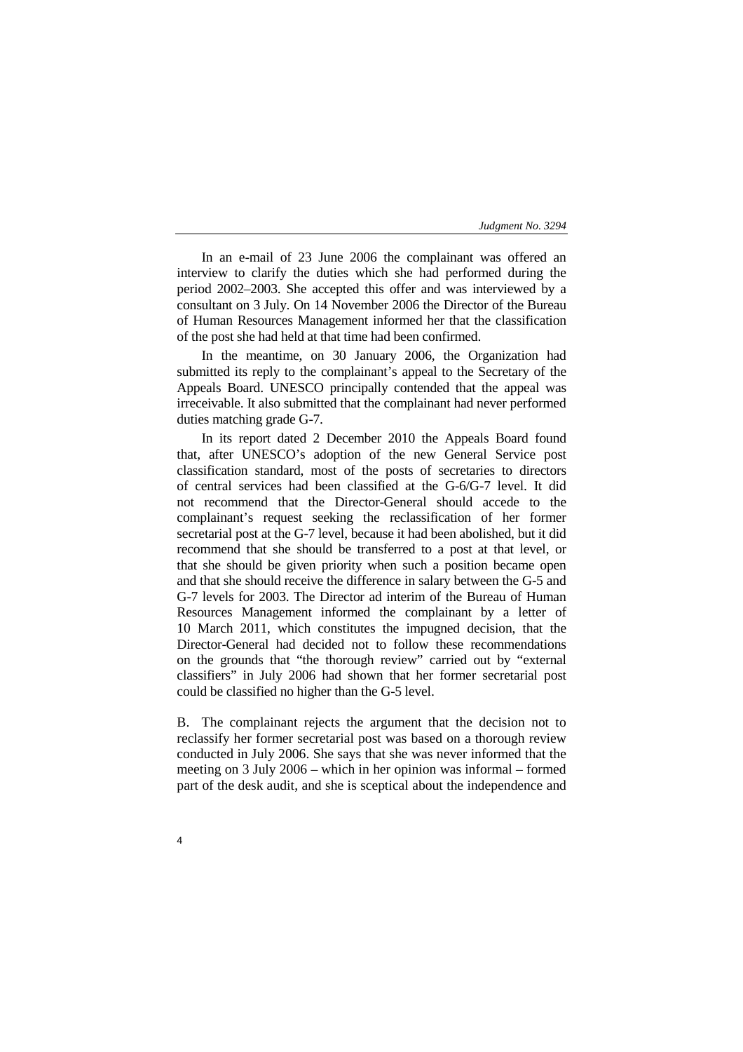In an e-mail of 23 June 2006 the complainant was offered an interview to clarify the duties which she had performed during the period 2002–2003. She accepted this offer and was interviewed by a consultant on 3 July. On 14 November 2006 the Director of the Bureau of Human Resources Management informed her that the classification of the post she had held at that time had been confirmed.

In the meantime, on 30 January 2006, the Organization had submitted its reply to the complainant's appeal to the Secretary of the Appeals Board. UNESCO principally contended that the appeal was irreceivable. It also submitted that the complainant had never performed duties matching grade G-7.

In its report dated 2 December 2010 the Appeals Board found that, after UNESCO's adoption of the new General Service post classification standard, most of the posts of secretaries to directors of central services had been classified at the G-6/G-7 level. It did not recommend that the Director-General should accede to the complainant's request seeking the reclassification of her former secretarial post at the G-7 level, because it had been abolished, but it did recommend that she should be transferred to a post at that level, or that she should be given priority when such a position became open and that she should receive the difference in salary between the G-5 and G-7 levels for 2003. The Director ad interim of the Bureau of Human Resources Management informed the complainant by a letter of 10 March 2011, which constitutes the impugned decision, that the Director-General had decided not to follow these recommendations on the grounds that "the thorough review" carried out by "external classifiers" in July 2006 had shown that her former secretarial post could be classified no higher than the G-5 level.

B. The complainant rejects the argument that the decision not to reclassify her former secretarial post was based on a thorough review conducted in July 2006. She says that she was never informed that the meeting on 3 July 2006 – which in her opinion was informal – formed part of the desk audit, and she is sceptical about the independence and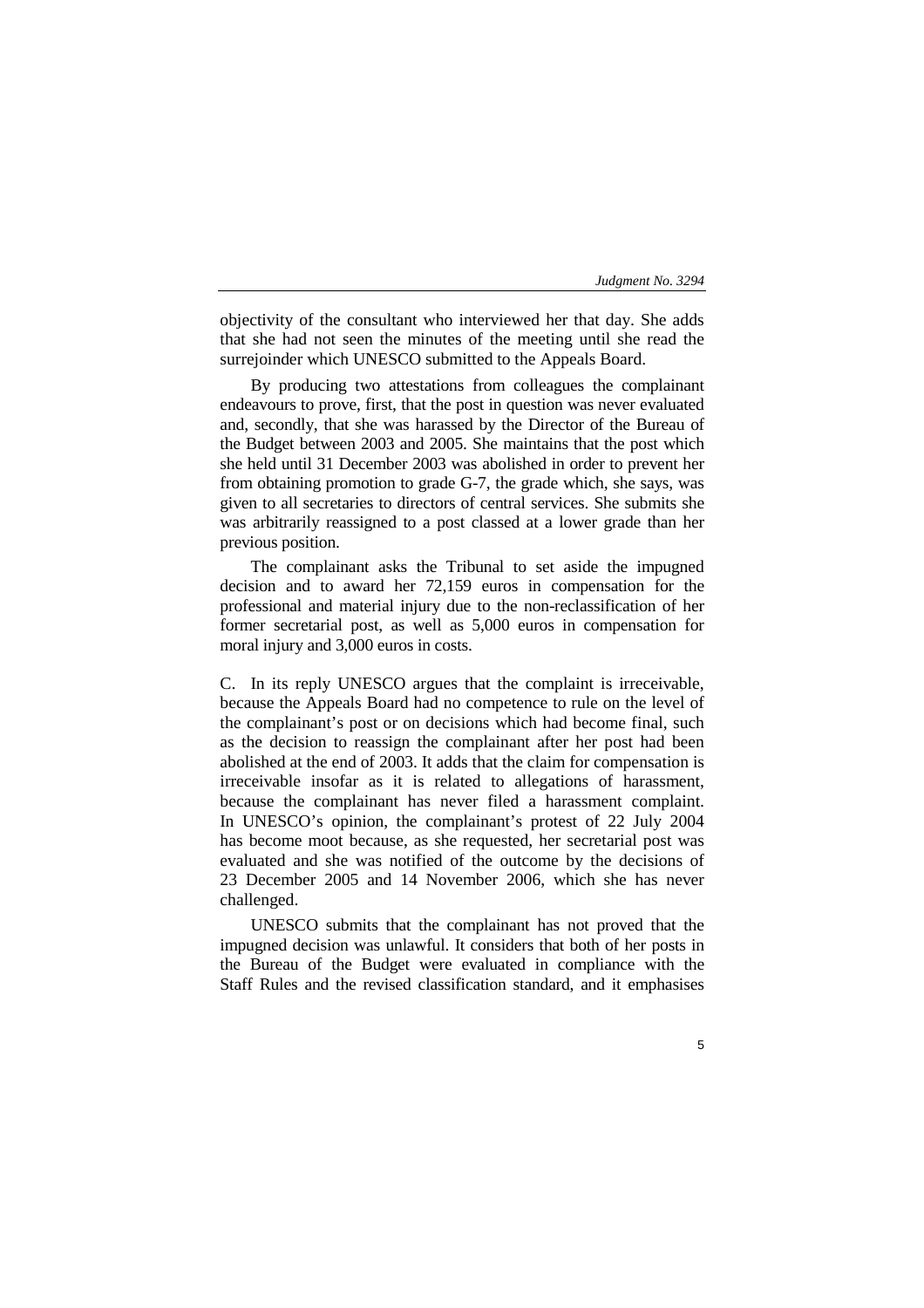objectivity of the consultant who interviewed her that day. She adds that she had not seen the minutes of the meeting until she read the surrejoinder which UNESCO submitted to the Appeals Board.

By producing two attestations from colleagues the complainant endeavours to prove, first, that the post in question was never evaluated and, secondly, that she was harassed by the Director of the Bureau of the Budget between 2003 and 2005. She maintains that the post which she held until 31 December 2003 was abolished in order to prevent her from obtaining promotion to grade G-7, the grade which, she says, was given to all secretaries to directors of central services. She submits she was arbitrarily reassigned to a post classed at a lower grade than her previous position.

The complainant asks the Tribunal to set aside the impugned decision and to award her 72,159 euros in compensation for the professional and material injury due to the non-reclassification of her former secretarial post, as well as 5,000 euros in compensation for moral injury and 3,000 euros in costs.

C. In its reply UNESCO argues that the complaint is irreceivable, because the Appeals Board had no competence to rule on the level of the complainant's post or on decisions which had become final, such as the decision to reassign the complainant after her post had been abolished at the end of 2003. It adds that the claim for compensation is irreceivable insofar as it is related to allegations of harassment, because the complainant has never filed a harassment complaint. In UNESCO's opinion, the complainant's protest of 22 July 2004 has become moot because, as she requested, her secretarial post was evaluated and she was notified of the outcome by the decisions of 23 December 2005 and 14 November 2006, which she has never challenged.

UNESCO submits that the complainant has not proved that the impugned decision was unlawful. It considers that both of her posts in the Bureau of the Budget were evaluated in compliance with the Staff Rules and the revised classification standard, and it emphasises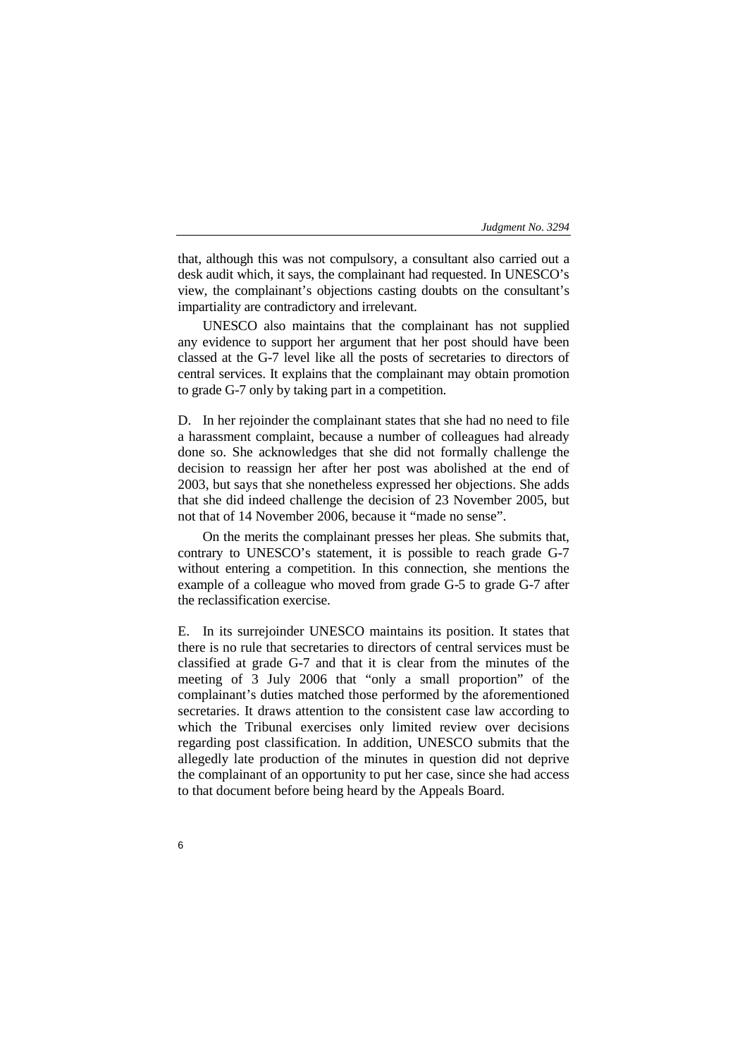that, although this was not compulsory, a consultant also carried out a desk audit which, it says, the complainant had requested. In UNESCO's view, the complainant's objections casting doubts on the consultant's impartiality are contradictory and irrelevant.

UNESCO also maintains that the complainant has not supplied any evidence to support her argument that her post should have been classed at the G-7 level like all the posts of secretaries to directors of central services. It explains that the complainant may obtain promotion to grade G-7 only by taking part in a competition.

D. In her rejoinder the complainant states that she had no need to file a harassment complaint, because a number of colleagues had already done so. She acknowledges that she did not formally challenge the decision to reassign her after her post was abolished at the end of 2003, but says that she nonetheless expressed her objections. She adds that she did indeed challenge the decision of 23 November 2005, but not that of 14 November 2006, because it "made no sense".

On the merits the complainant presses her pleas. She submits that, contrary to UNESCO's statement, it is possible to reach grade G-7 without entering a competition. In this connection, she mentions the example of a colleague who moved from grade G-5 to grade G-7 after the reclassification exercise.

E. In its surrejoinder UNESCO maintains its position. It states that there is no rule that secretaries to directors of central services must be classified at grade G-7 and that it is clear from the minutes of the meeting of 3 July 2006 that "only a small proportion" of the complainant's duties matched those performed by the aforementioned secretaries. It draws attention to the consistent case law according to which the Tribunal exercises only limited review over decisions regarding post classification. In addition, UNESCO submits that the allegedly late production of the minutes in question did not deprive the complainant of an opportunity to put her case, since she had access to that document before being heard by the Appeals Board.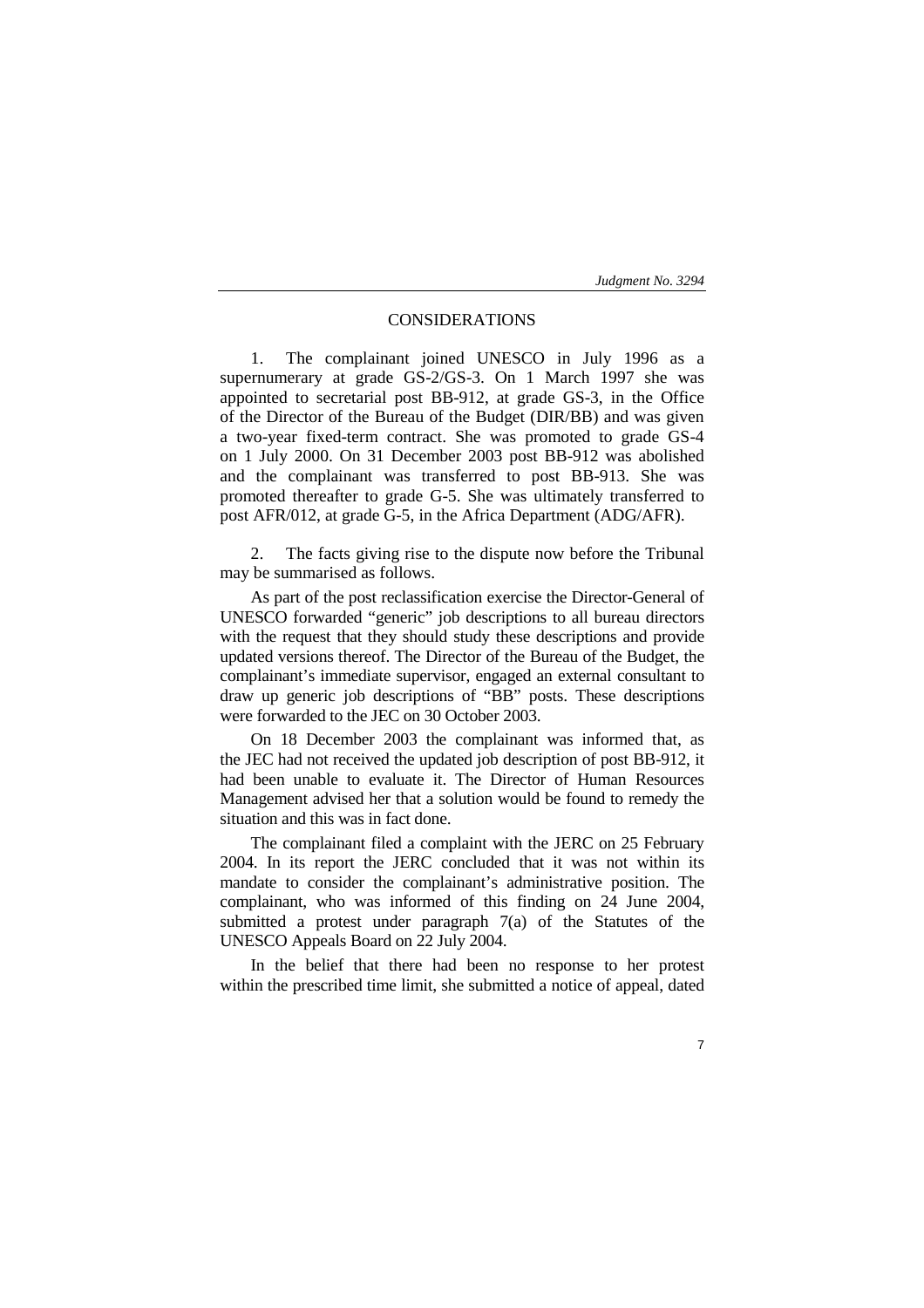## CONSIDERATIONS

1. The complainant joined UNESCO in July 1996 as a supernumerary at grade GS-2/GS-3. On 1 March 1997 she was appointed to secretarial post BB-912, at grade GS-3, in the Office of the Director of the Bureau of the Budget (DIR/BB) and was given a two-year fixed-term contract. She was promoted to grade GS-4 on 1 July 2000. On 31 December 2003 post BB-912 was abolished and the complainant was transferred to post BB-913. She was promoted thereafter to grade G-5. She was ultimately transferred to post AFR/012, at grade G-5, in the Africa Department (ADG/AFR).

2. The facts giving rise to the dispute now before the Tribunal may be summarised as follows.

As part of the post reclassification exercise the Director-General of UNESCO forwarded "generic" job descriptions to all bureau directors with the request that they should study these descriptions and provide updated versions thereof. The Director of the Bureau of the Budget, the complainant's immediate supervisor, engaged an external consultant to draw up generic job descriptions of "BB" posts. These descriptions were forwarded to the JEC on 30 October 2003.

On 18 December 2003 the complainant was informed that, as the JEC had not received the updated job description of post BB-912, it had been unable to evaluate it. The Director of Human Resources Management advised her that a solution would be found to remedy the situation and this was in fact done.

The complainant filed a complaint with the JERC on 25 February 2004. In its report the JERC concluded that it was not within its mandate to consider the complainant's administrative position. The complainant, who was informed of this finding on 24 June 2004, submitted a protest under paragraph 7(a) of the Statutes of the UNESCO Appeals Board on 22 July 2004.

In the belief that there had been no response to her protest within the prescribed time limit, she submitted a notice of appeal, dated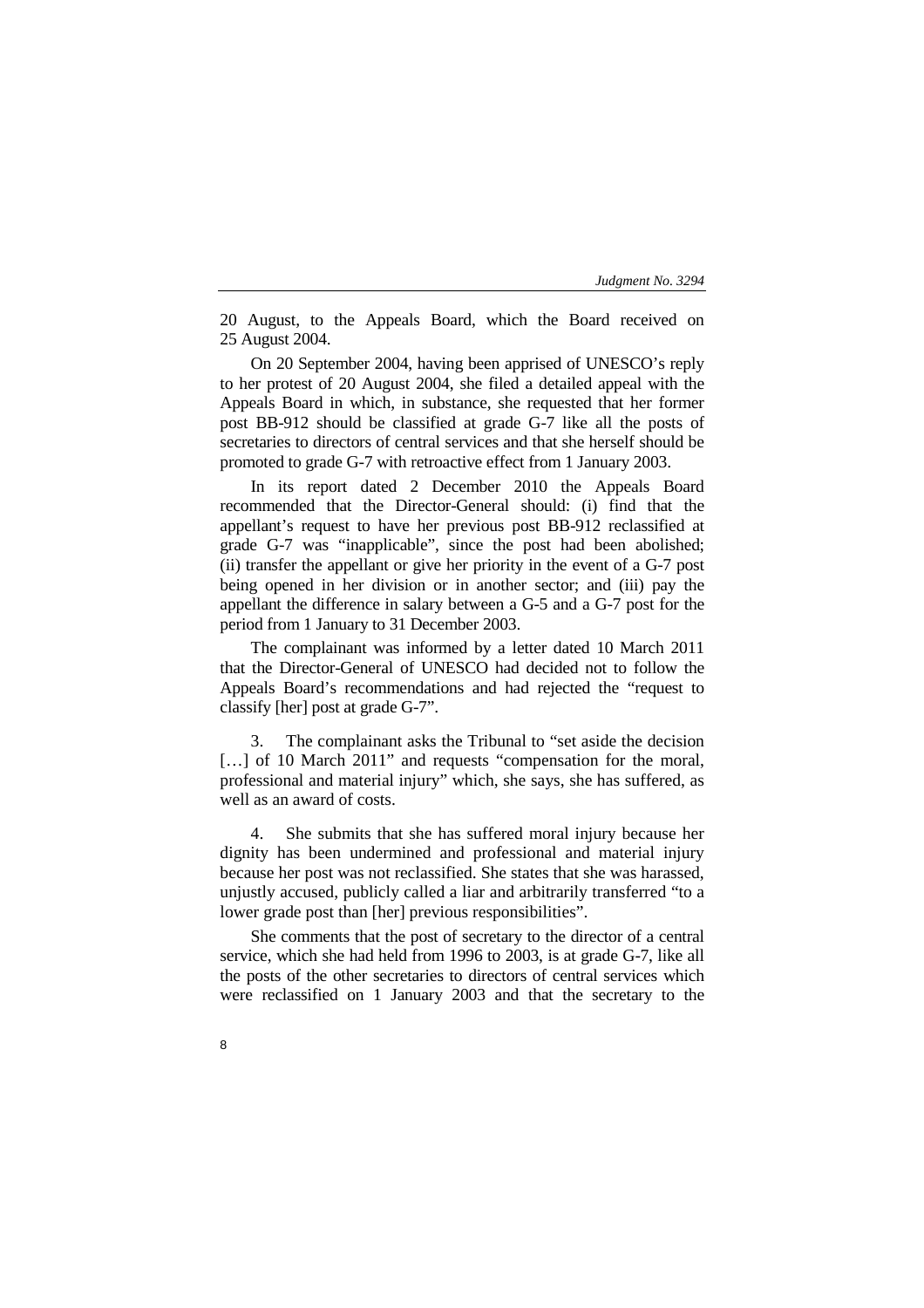20 August, to the Appeals Board, which the Board received on 25 August 2004.

On 20 September 2004, having been apprised of UNESCO's reply to her protest of 20 August 2004, she filed a detailed appeal with the Appeals Board in which, in substance, she requested that her former post BB-912 should be classified at grade G-7 like all the posts of secretaries to directors of central services and that she herself should be promoted to grade G-7 with retroactive effect from 1 January 2003.

In its report dated 2 December 2010 the Appeals Board recommended that the Director-General should: (i) find that the appellant's request to have her previous post BB-912 reclassified at grade G-7 was "inapplicable", since the post had been abolished; (ii) transfer the appellant or give her priority in the event of a G-7 post being opened in her division or in another sector; and (iii) pay the appellant the difference in salary between a G-5 and a G-7 post for the period from 1 January to 31 December 2003.

The complainant was informed by a letter dated 10 March 2011 that the Director-General of UNESCO had decided not to follow the Appeals Board's recommendations and had rejected the "request to classify [her] post at grade G-7".

3. The complainant asks the Tribunal to "set aside the decision […] of 10 March 2011" and requests "compensation for the moral, professional and material injury" which, she says, she has suffered, as well as an award of costs.

4. She submits that she has suffered moral injury because her dignity has been undermined and professional and material injury because her post was not reclassified. She states that she was harassed, unjustly accused, publicly called a liar and arbitrarily transferred "to a lower grade post than [her] previous responsibilities".

She comments that the post of secretary to the director of a central service, which she had held from 1996 to 2003, is at grade G-7, like all the posts of the other secretaries to directors of central services which were reclassified on 1 January 2003 and that the secretary to the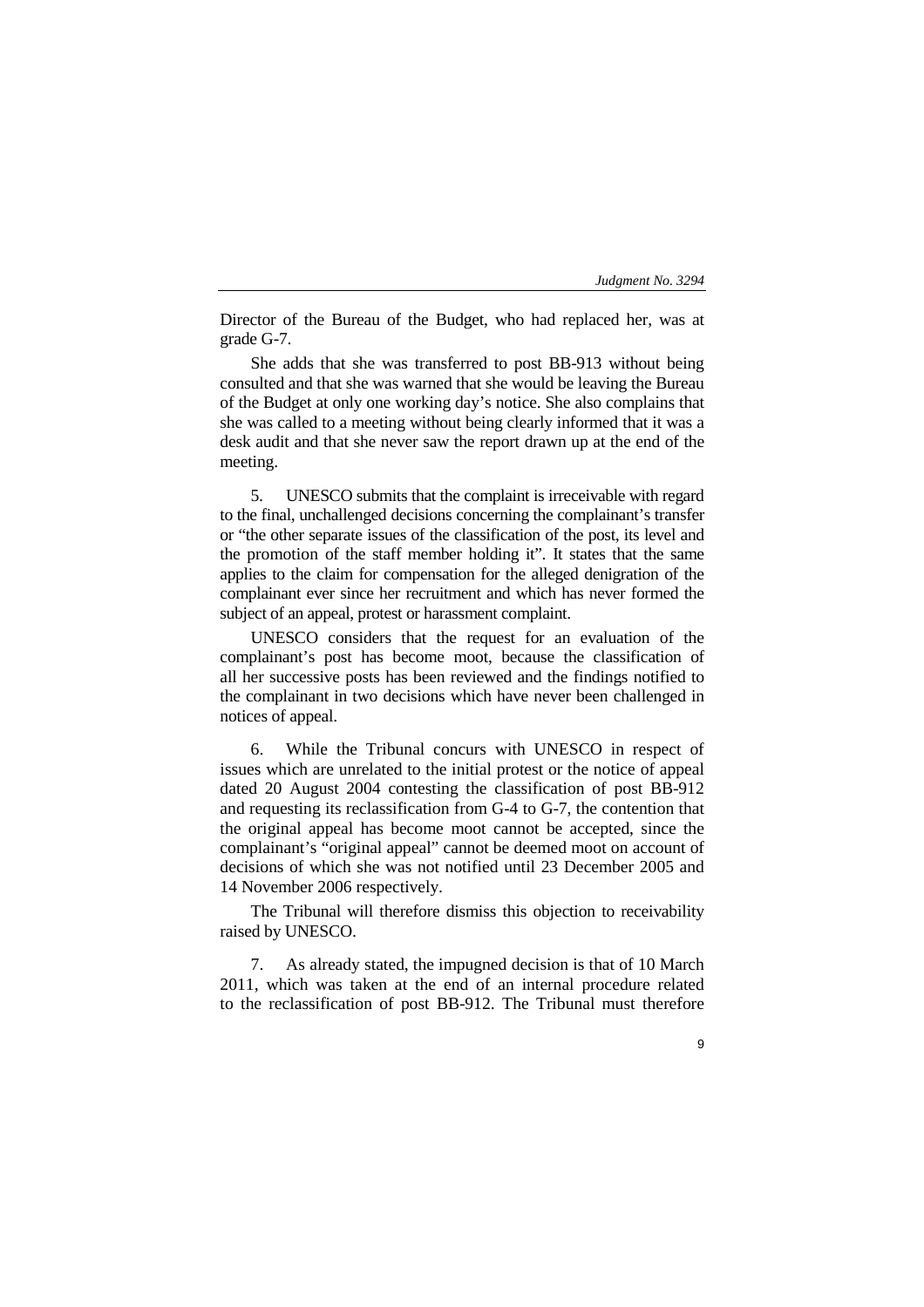Director of the Bureau of the Budget, who had replaced her, was at grade G-7.

She adds that she was transferred to post BB-913 without being consulted and that she was warned that she would be leaving the Bureau of the Budget at only one working day's notice. She also complains that she was called to a meeting without being clearly informed that it was a desk audit and that she never saw the report drawn up at the end of the meeting.

5. UNESCO submits that the complaint is irreceivable with regard to the final, unchallenged decisions concerning the complainant's transfer or "the other separate issues of the classification of the post, its level and the promotion of the staff member holding it". It states that the same applies to the claim for compensation for the alleged denigration of the complainant ever since her recruitment and which has never formed the subject of an appeal, protest or harassment complaint.

UNESCO considers that the request for an evaluation of the complainant's post has become moot, because the classification of all her successive posts has been reviewed and the findings notified to the complainant in two decisions which have never been challenged in notices of appeal.

6. While the Tribunal concurs with UNESCO in respect of issues which are unrelated to the initial protest or the notice of appeal dated 20 August 2004 contesting the classification of post BB-912 and requesting its reclassification from G-4 to G-7, the contention that the original appeal has become moot cannot be accepted, since the complainant's "original appeal" cannot be deemed moot on account of decisions of which she was not notified until 23 December 2005 and 14 November 2006 respectively.

The Tribunal will therefore dismiss this objection to receivability raised by UNESCO.

7. As already stated, the impugned decision is that of 10 March 2011, which was taken at the end of an internal procedure related to the reclassification of post BB-912. The Tribunal must therefore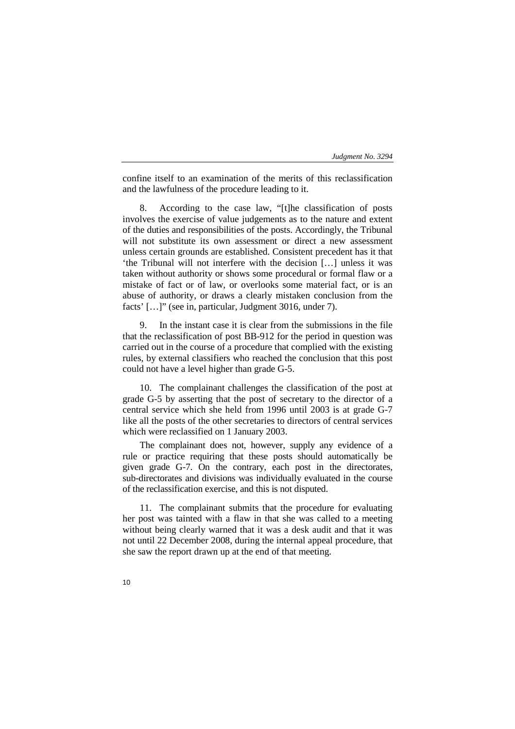confine itself to an examination of the merits of this reclassification and the lawfulness of the procedure leading to it.

8. According to the case law, "[t]he classification of posts involves the exercise of value judgements as to the nature and extent of the duties and responsibilities of the posts. Accordingly, the Tribunal will not substitute its own assessment or direct a new assessment unless certain grounds are established. Consistent precedent has it that 'the Tribunal will not interfere with the decision […] unless it was taken without authority or shows some procedural or formal flaw or a mistake of fact or of law, or overlooks some material fact, or is an abuse of authority, or draws a clearly mistaken conclusion from the facts' […]" (see in, particular, Judgment 3016, under 7).

9. In the instant case it is clear from the submissions in the file that the reclassification of post BB-912 for the period in question was carried out in the course of a procedure that complied with the existing rules, by external classifiers who reached the conclusion that this post could not have a level higher than grade G-5.

10. The complainant challenges the classification of the post at grade G-5 by asserting that the post of secretary to the director of a central service which she held from 1996 until 2003 is at grade G-7 like all the posts of the other secretaries to directors of central services which were reclassified on 1 January 2003.

The complainant does not, however, supply any evidence of a rule or practice requiring that these posts should automatically be given grade G-7. On the contrary, each post in the directorates, sub-directorates and divisions was individually evaluated in the course of the reclassification exercise, and this is not disputed.

11. The complainant submits that the procedure for evaluating her post was tainted with a flaw in that she was called to a meeting without being clearly warned that it was a desk audit and that it was not until 22 December 2008, during the internal appeal procedure, that she saw the report drawn up at the end of that meeting.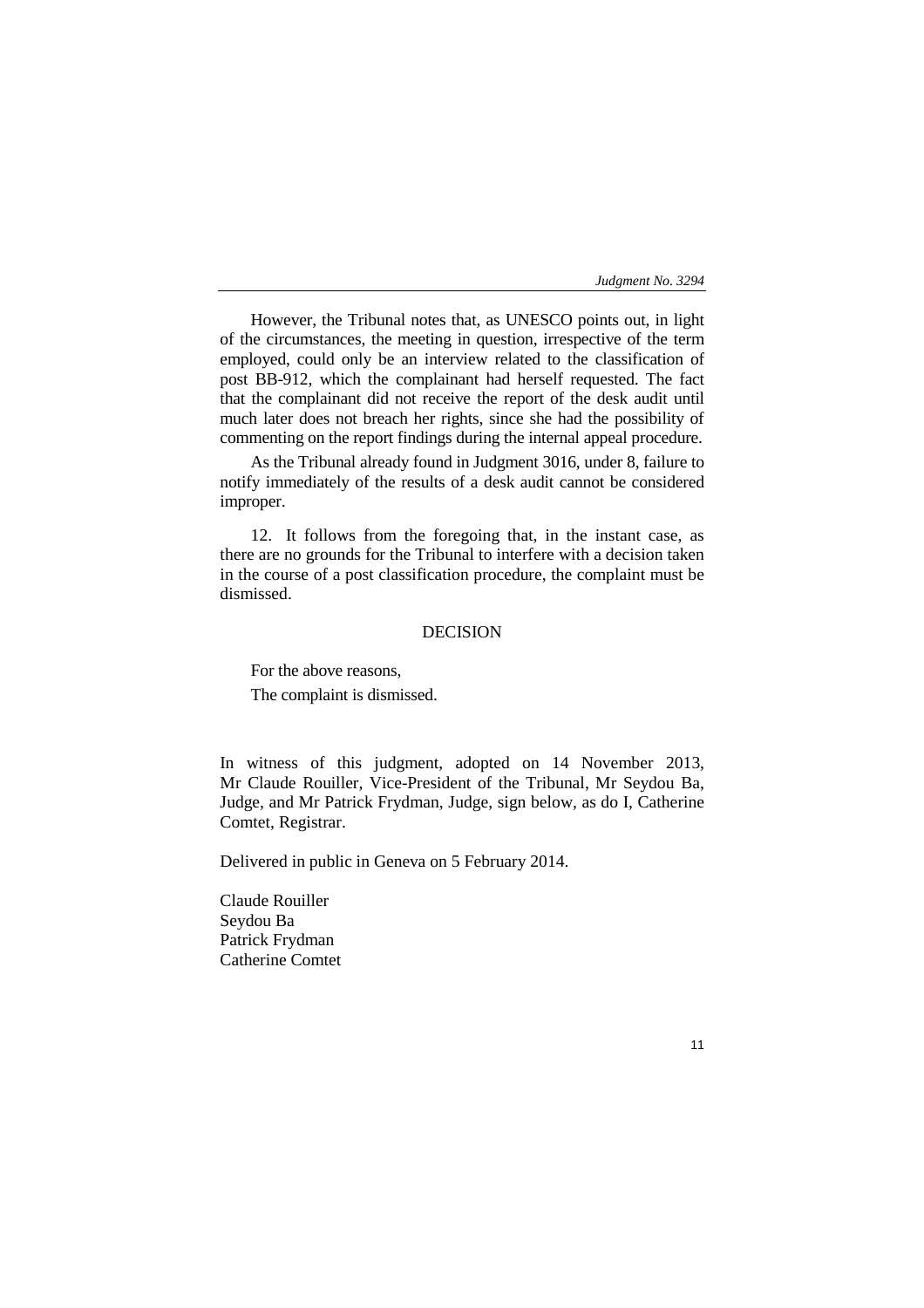However, the Tribunal notes that, as UNESCO points out, in light of the circumstances, the meeting in question, irrespective of the term employed, could only be an interview related to the classification of post BB-912, which the complainant had herself requested. The fact that the complainant did not receive the report of the desk audit until much later does not breach her rights, since she had the possibility of commenting on the report findings during the internal appeal procedure.

As the Tribunal already found in Judgment 3016, under 8, failure to notify immediately of the results of a desk audit cannot be considered improper.

12. It follows from the foregoing that, in the instant case, as there are no grounds for the Tribunal to interfere with a decision taken in the course of a post classification procedure, the complaint must be dismissed.

## DECISION

For the above reasons,

The complaint is dismissed.

In witness of this judgment, adopted on 14 November 2013, Mr Claude Rouiller, Vice-President of the Tribunal, Mr Seydou Ba, Judge, and Mr Patrick Frydman, Judge, sign below, as do I, Catherine Comtet, Registrar.

Delivered in public in Geneva on 5 February 2014.

Claude Rouiller
Seydou Ba
Patrick Frydman
Catherine Comtet